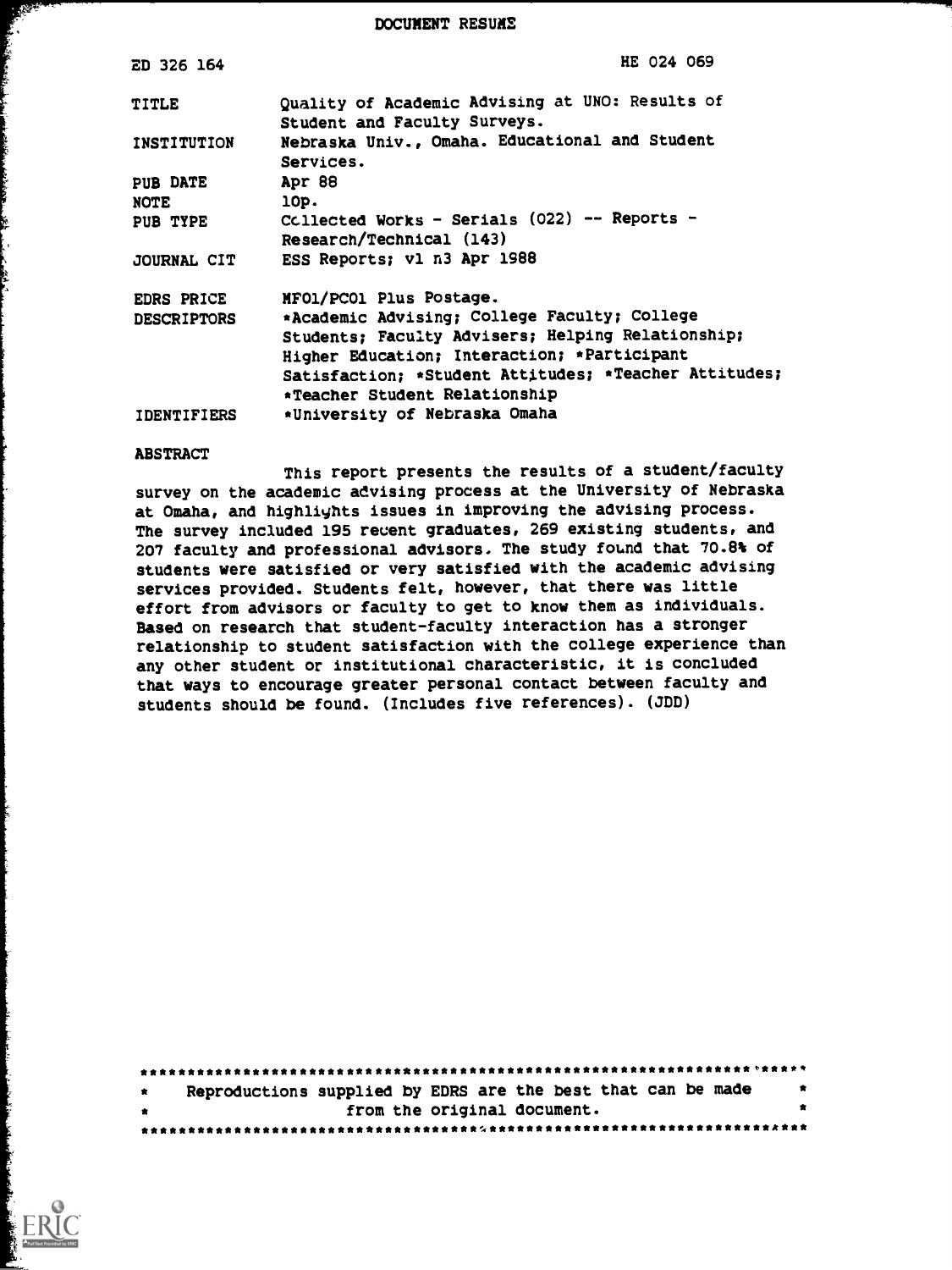DOCUMENT RESUME

| | |
|---|---|
| ED 326 164 | HE 024 069 |
| TITLE | Quality of Academic Advising at UNO: Results of Student and Faculty Surveys. |
| INSTITUTION | Nebraska Univ., Omaha. Educational and Student Services. |
| PUB DATE | Apr 88 |
| NOTE | 10p. |
| PUB TYPE | Collected Works - Serials (022) -- Reports - Research/Technical (143) |
| JOURNAL CIT | ESS Reports; v1 n3 Apr 1988 |
| EDRS PRICE | MF01/PC01 Plus Postage. |
| DESCRIPTORS | *Academic Advising; College Faculty; College Students; Faculty Advisers; Helping Relationship; Higher Education; Interaction; *Participant Satisfaction; *Student Attitudes; *Teacher Attitudes; *Teacher Student Relationship |
| IDENTIFIERS | *University of Nebraska Omaha |

ABSTRACT

This report presents the results of a student/faculty survey on the academic advising process at the University of Nebraska at Omaha, and highlights issues in improving the advising process. The survey included 195 recent graduates, 269 existing students, and 207 faculty and professional advisors. The study found that 70.8% of students were satisfied or very satisfied with the academic advising services provided. Students felt, however, that there was little effort from advisors or faculty to get to know them as individuals. Based on research that student-faculty interaction has a stronger relationship to student satisfaction with the college experience than any other student or institutional characteristic, it is concluded that ways to encourage greater personal contact between faculty and students should be found. (Includes five references). (JDD)

Reproductions supplied by EDRS are the best that can be made from the original document.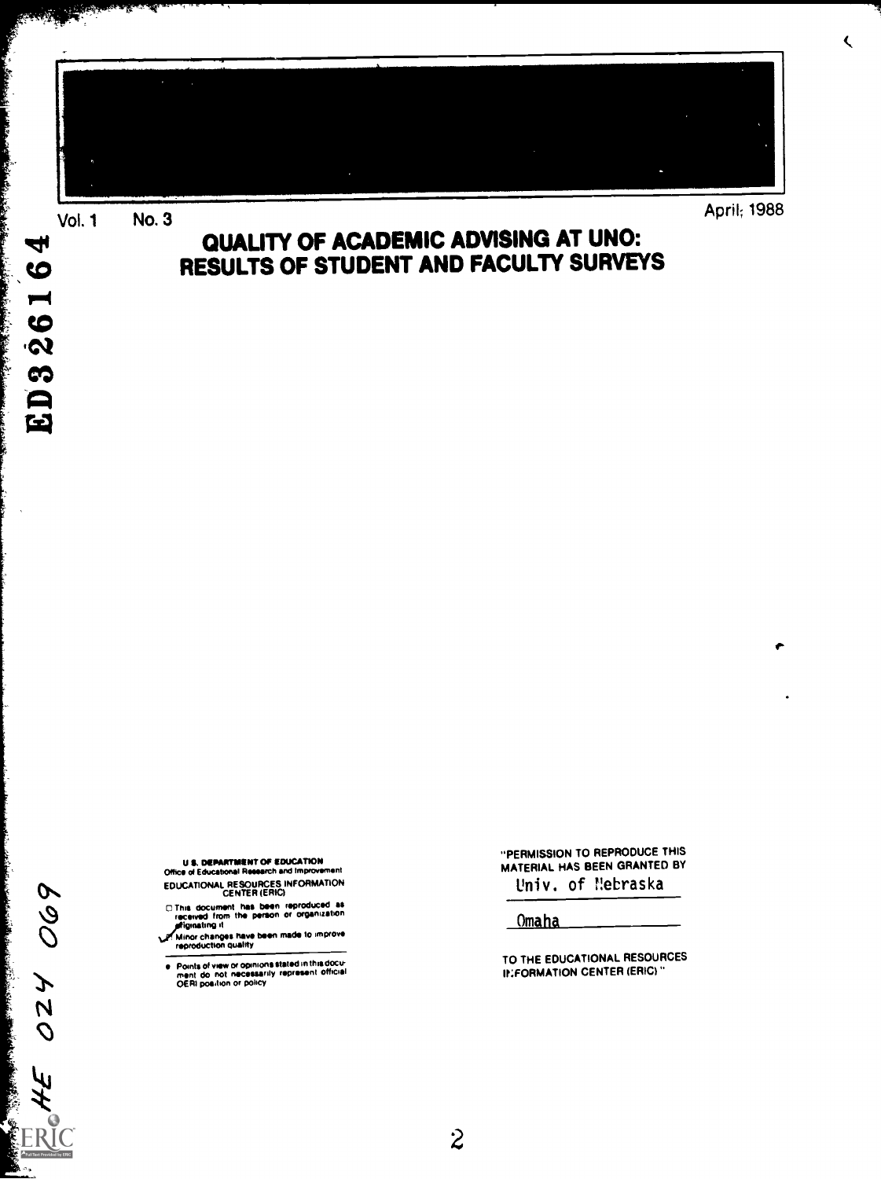Vol. 1 No. 3 April, 1988

# QUALITY OF ACADEMIC ADVISING AT UNO: RESULTS OF STUDENT AND FACULTY SURVEYS

ED326164

U.S. DEPARTMENT OF EDUCATION
Office of Educational Research and Improvement
EDUCATIONAL RESOURCES INFORMATION CENTER (ERIC)

- ☐ This document has been reproduced as received from the person or organization originating it
- ☑ Minor changes have been made to improve reproduction quality

- Points of view or opinions stated in this document do not necessarily represent official OERI position or policy

"PERMISSION TO REPRODUCE THIS MATERIAL HAS BEEN GRANTED BY

Univ. of Nebraska

Omaha

TO THE EDUCATIONAL RESOURCES INFORMATION CENTER (ERIC)."

HE 024 069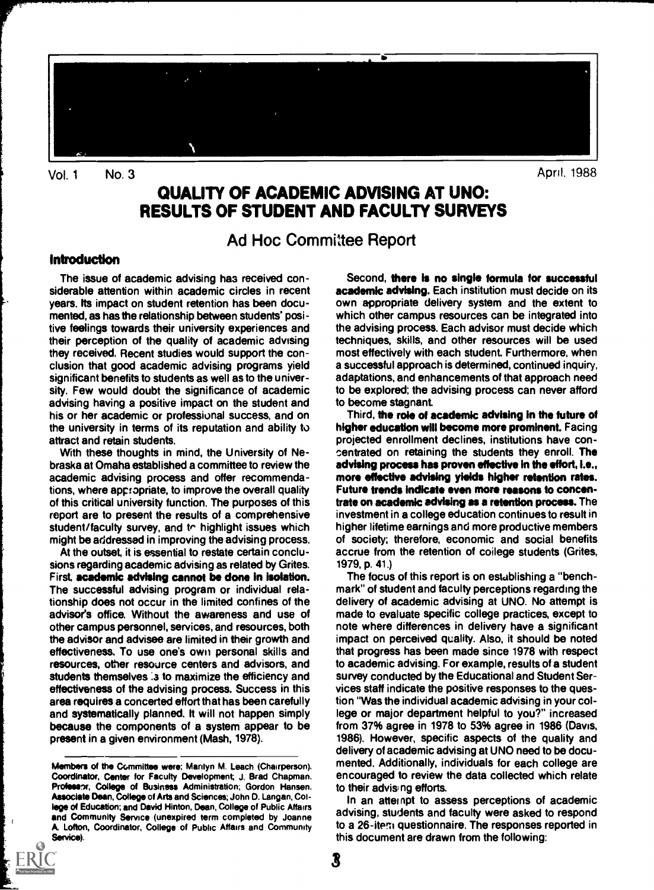# QUALITY OF ACADEMIC ADVISING AT UNO: RESULTS OF STUDENT AND FACULTY SURVEYS

## Ad Hoc Committee Report

### Introduction

The issue of academic advising has received considerable attention within academic circles in recent years. Its impact on student retention has been documented, as has the relationship between students' positive feelings towards their university experiences and their perception of the quality of academic advising they received. Recent studies would support the conclusion that good academic advising programs yield significant benefits to students as well as to the university. Few would doubt the significance of academic advising having a positive impact on the student and his or her academic or professional success, and on the university in terms of its reputation and ability to attract and retain students.

With these thoughts in mind, the University of Nebraska at Omaha established a committee to review the academic advising process and offer recommendations, where appropriate, to improve the overall quality of this critical university function. The purposes of this report are to present the results of a comprehensive student/faculty survey, and to highlight issues which might be addressed in improving the advising process.

At the outset, it is essential to restate certain conclusions regarding academic advising as related by Grites. First, **academic advising cannot be done in isolation.** The successful advising program or individual relationship does not occur in the limited confines of the advisor's office. Without the awareness and use of other campus personnel, services, and resources, both the advisor and advisee are limited in their growth and effectiveness. To use one's own personal skills and resources, other resource centers and advisors, and students themselves is to maximize the efficiency and effectiveness of the advising process. Success in this area requires a concerted effort that has been carefully and systematically planned. It will not happen simply because the components of a system appear to be present in a given environment (Mash, 1978).

Second, **there is no single formula for successful academic advising.** Each institution must decide on its own appropriate delivery system and the extent to which other campus resources can be integrated into the advising process. Each advisor must decide which techniques, skills, and other resources will be used most effectively with each student. Furthermore, when a successful approach is determined, continued inquiry, adaptations, and enhancements of that approach need to be explored; the advising process can never afford to become stagnant.

Third, **the role of academic advising in the future of higher education will become more prominent.** Facing projected enrollment declines, institutions have concentrated on retaining the students they enroll. **The advising process has proven effective in the effort, i.e., more effective advising yields higher retention rates. Future trends indicate even more reasons to concentrate on academic advising as a retention process.** The investment in a college education continues to result in higher lifetime earnings and more productive members of society; therefore, economic and social benefits accrue from the retention of college students (Grites, 1979, p. 41.)

The focus of this report is on establishing a "benchmark" of student and faculty perceptions regarding the delivery of academic advising at UNO. No attempt is made to evaluate specific college practices, except to note where differences in delivery have a significant impact on perceived quality. Also, it should be noted that progress has been made since 1978 with respect to academic advising. For example, results of a student survey conducted by the Educational and Student Services staff indicate the positive responses to the question "Was the individual academic advising in your college or major department helpful to you?" increased from 37% agree in 1978 to 53% agree in 1986 (Davis, 1986). However, specific aspects of the quality and delivery of academic advising at UNO need to be documented. Additionally, individuals for each college are encouraged to review the data collected which relate to their advising efforts.

In an attempt to assess perceptions of academic advising, students and faculty were asked to respond to a 26-item questionnaire. The responses reported in this document are drawn from the following:

---

Members of the Committee were: Marilyn M. Leach (Chairperson), Coordinator, Center for Faculty Development; J. Brad Chapman, Professor, College of Business Administration; Gordon Hansen, Associate Dean, College of Arts and Sciences; John D. Langan, College of Education; and David Hinton, Dean, College of Public Affairs and Community Service (unexpired term completed by Joanne A. Lofton, Coordinator, College of Public Affairs and Community Service).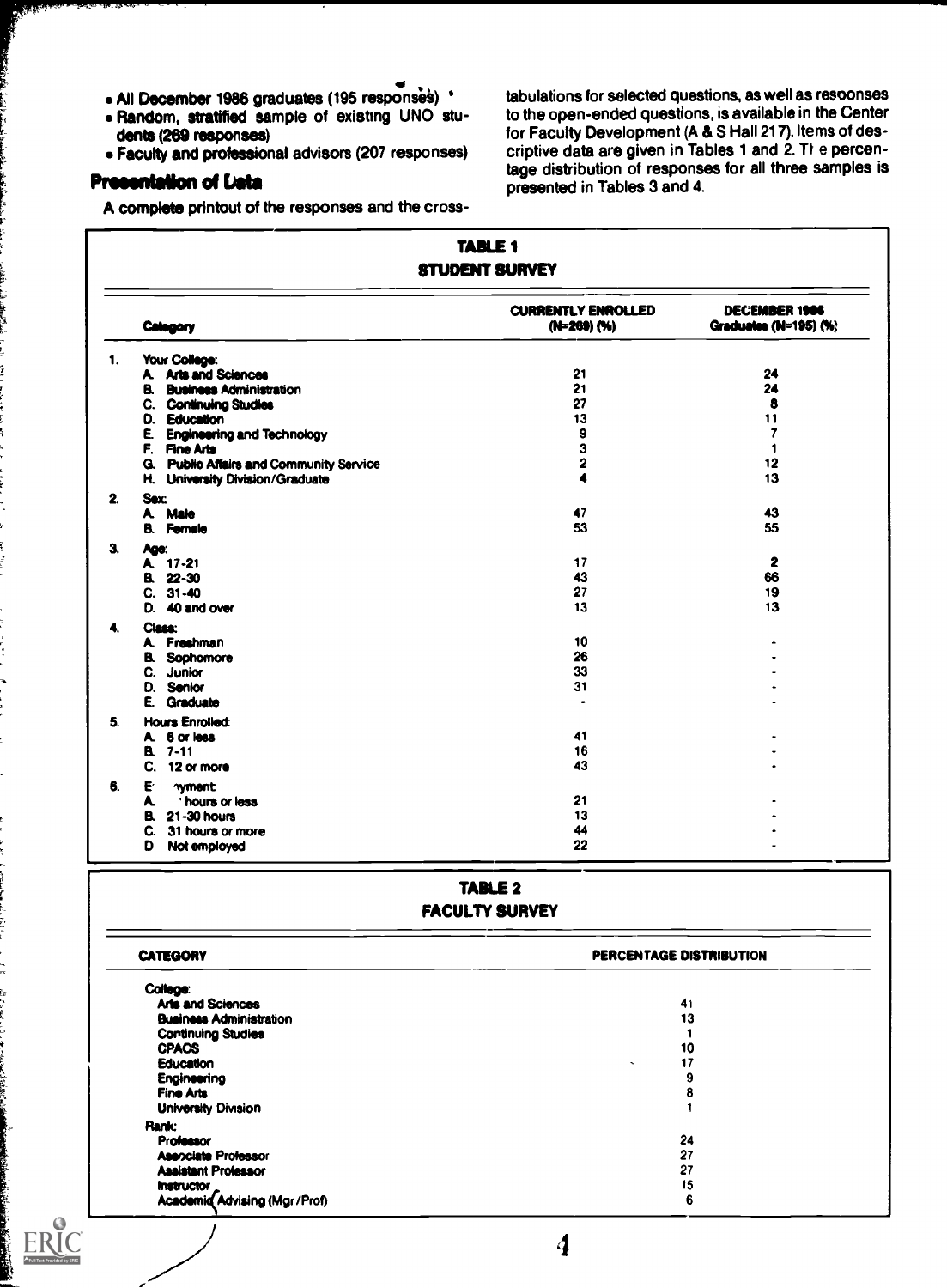- All December 1986 graduates (195 responses)
- Random, stratified sample of existing UNO students (269 responses)
- Faculty and professional advisors (207 responses)

## Presentation of Data

A complete printout of the responses and the cross-tabulations for selected questions, as well as responses to the open-ended questions, is available in the Center for Faculty Development (A & S Hall 217). Items of descriptive data are given in Tables 1 and 2. The percentage distribution of responses for all three samples is presented in Tables 3 and 4.

**TABLE 1**
**STUDENT SURVEY**

| Category | CURRENTLY ENROLLED (N=269) (%) | DECEMBER 1986 Graduates (N=195) (%) |
|---|---|---|
| **1. Your College:** | | |
| A. Arts and Sciences | 21 | 24 |
| B. Business Administration | 21 | 24 |
| C. Continuing Studies | 27 | 8 |
| D. Education | 13 | 11 |
| E. Engineering and Technology | 9 | 7 |
| F. Fine Arts | 3 | 1 |
| G. Public Affairs and Community Service | 2 | 12 |
| H. University Division/Graduate | 4 | 13 |
| **2. Sex:** | | |
| A. Male | 47 | 43 |
| B. Female | 53 | 55 |
| **3. Age:** | | |
| A. 17-21 | 17 | 2 |
| B. 22-30 | 43 | 66 |
| C. 31-40 | 27 | 19 |
| D. 40 and over | 13 | 13 |
| **4. Class:** | | |
| A. Freshman | 10 | - |
| B. Sophomore | 26 | - |
| C. Junior | 33 | - |
| D. Senior | 31 | - |
| E. Graduate | - | - |
| **5. Hours Enrolled:** | | |
| A. 6 or less | 41 | - |
| B. 7-11 | 16 | - |
| C. 12 or more | 43 | - |
| **6. Employment:** | | |
| A. hours or less | 21 | - |
| B. 21-30 hours | 13 | - |
| C. 31 hours or more | 44 | - |
| D. Not employed | 22 | - |

**TABLE 2**
**FACULTY SURVEY**

| CATEGORY | PERCENTAGE DISTRIBUTION |
|---|---|
| **College:** | |
| Arts and Sciences | 41 |
| Business Administration | 13 |
| Continuing Studies | 1 |
| CPACS | 10 |
| Education | 17 |
| Engineering | 9 |
| Fine Arts | 8 |
| University Division | 1 |
| **Rank:** | |
| Professor | 24 |
| Associate Professor | 27 |
| Assistant Professor | 27 |
| Instructor | 15 |
| Academic Advising (Mgr/Prof) | 6 |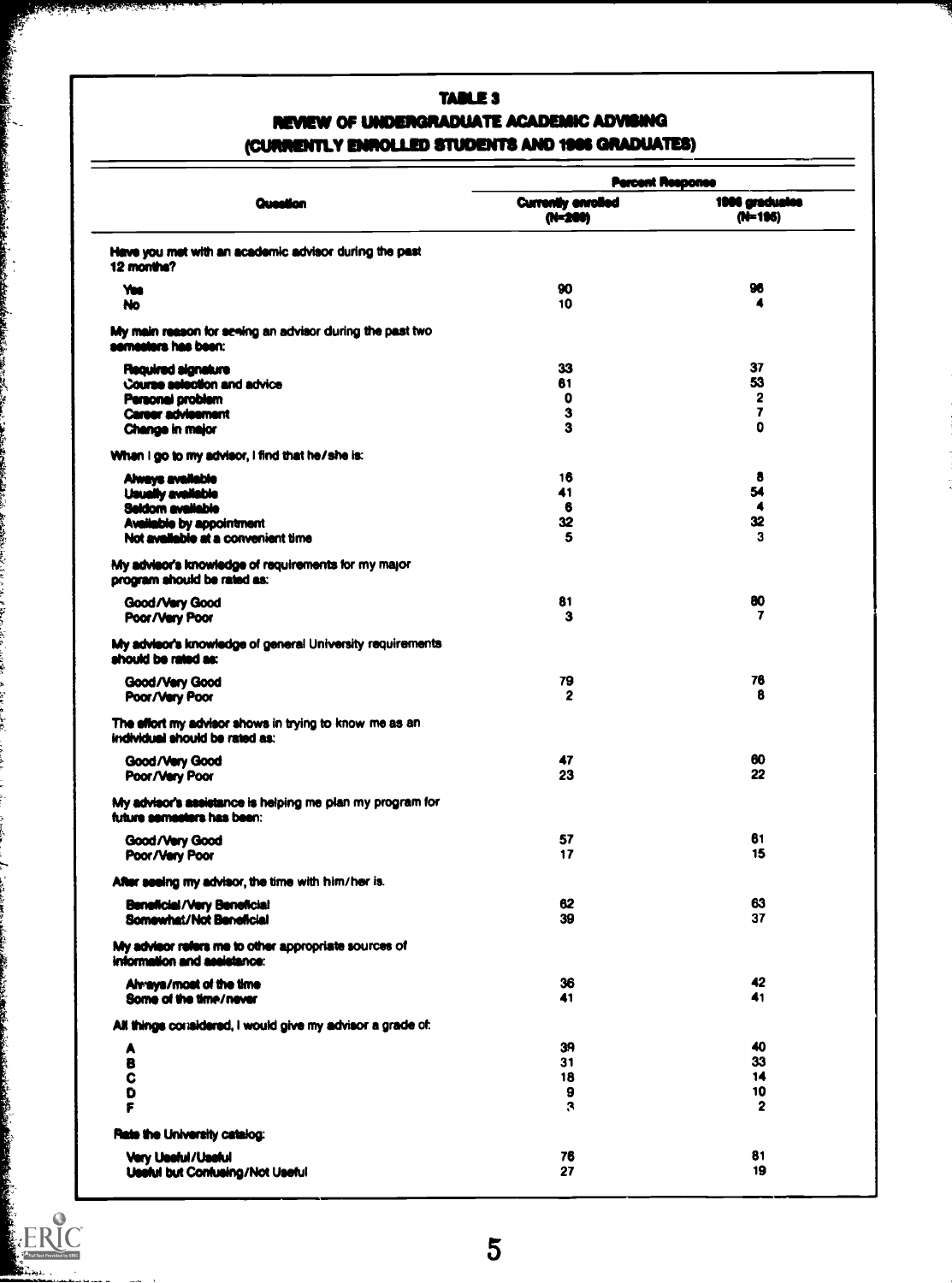# TABLE 3

## REVIEW OF UNDERGRADUATE ACADEMIC ADVISING (CURRENTLY ENROLLED STUDENTS AND 1986 GRADUATES)

| Question | Percent Response | |
|---|---|---|
| | Currently enrolled (N=260) | 1986 graduates (N=195) |
| **Have you met with an academic advisor during the past 12 months?** | | |
| Yes | 90 | 96 |
| No | 10 | 4 |
| **My main reason for seeing an advisor during the past two semesters has been:** | | |
| Required signature | 33 | 37 |
| Course selection and advice | 61 | 53 |
| Personal problem | 0 | 2 |
| Career advisement | 3 | 7 |
| Change in major | 3 | 0 |
| **When I go to my advisor, I find that he/she is:** | | |
| Always available | 16 | 8 |
| Usually available | 41 | 54 |
| Seldom available | 6 | 4 |
| Available by appointment | 32 | 32 |
| Not available at a convenient time | 5 | 3 |
| **My advisor's knowledge of requirements for my major program should be rated as:** | | |
| Good/Very Good | 81 | 80 |
| Poor/Very Poor | 3 | 7 |
| **My advisor's knowledge of general University requirements should be rated as:** | | |
| Good/Very Good | 79 | 76 |
| Poor/Very Poor | 2 | 8 |
| **The effort my advisor shows in trying to know me as an individual should be rated as:** | | |
| Good/Very Good | 47 | 60 |
| Poor/Very Poor | 23 | 22 |
| **My advisor's assistance is helping me plan my program for future semesters has been:** | | |
| Good/Very Good | 57 | 61 |
| Poor/Very Poor | 17 | 15 |
| **After seeing my advisor, the time with him/her is.** | | |
| Beneficial/Very Beneficial | 62 | 63 |
| Somewhat/Not Beneficial | 39 | 37 |
| **My advisor refers me to other appropriate sources of information and assistance:** | | |
| Always/most of the time | 36 | 42 |
| Some of the time/never | 41 | 41 |
| **All things considered, I would give my advisor a grade of:** | | |
| A | 39 | 40 |
| B | 31 | 33 |
| C | 18 | 14 |
| D | 9 | 10 |
| F | 3 | 2 |
| **Rate the University catalog:** | | |
| Very Useful/Useful | 76 | 81 |
| Useful but Confusing/Not Useful | 27 | 19 |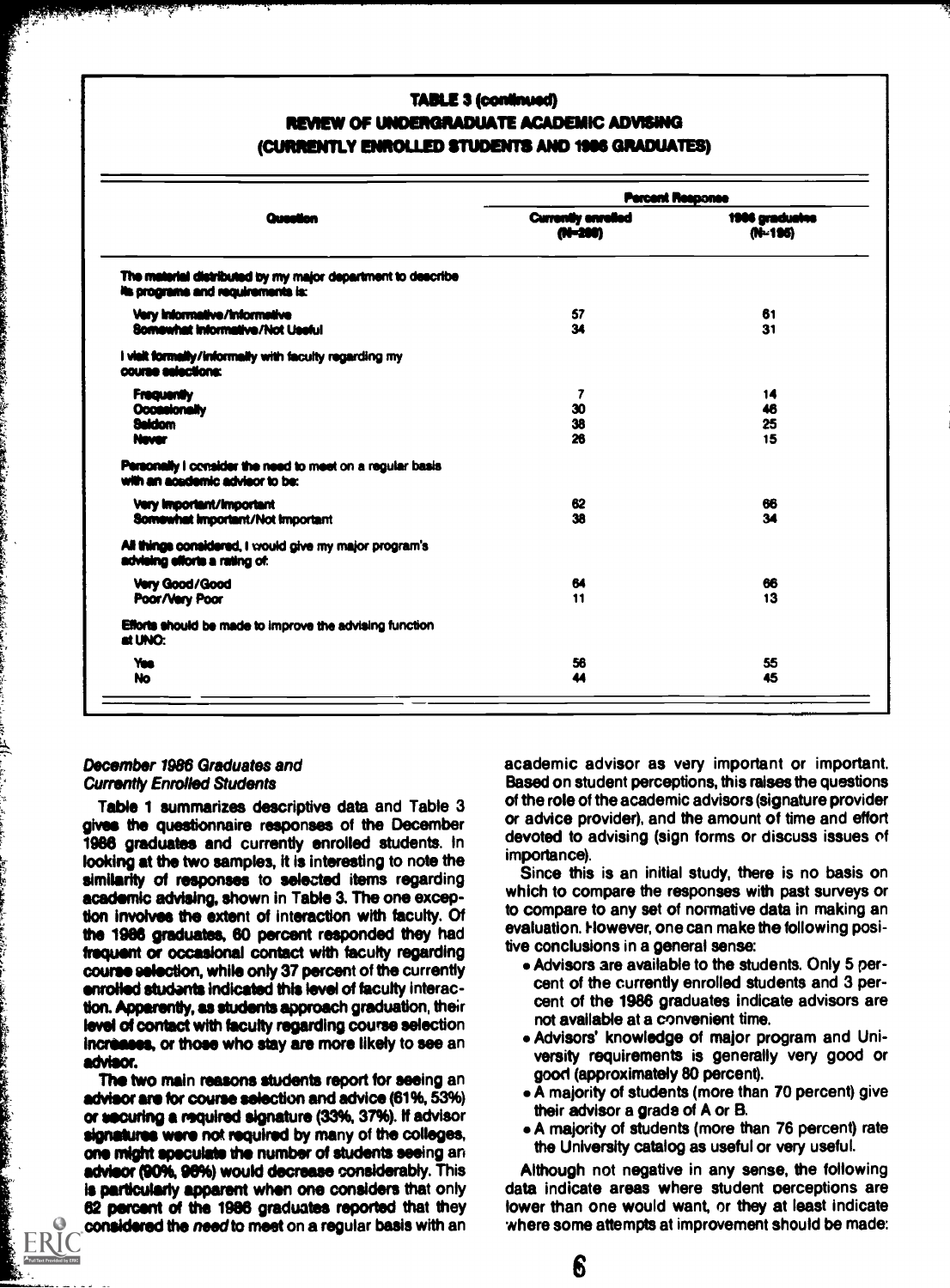**TABLE 3 (continued)**
**REVIEW OF UNDERGRADUATE ACADEMIC ADVISING**
**(CURRENTLY ENROLLED STUDENTS AND 1986 GRADUATES)**

| Question | Percent Response | |
|---|---|---|
| | Currently enrolled (N=269) | 1986 graduates (N=195) |
| The material distributed by my major department to describe its programs and requirements is: | | |
| Very Informative/Informative | 57 | 61 |
| Somewhat Informative/Not Useful | 34 | 31 |
| I visit formally/informally with faculty regarding my course selections: | | |
| Frequently | 7 | 14 |
| Occasionally | 30 | 46 |
| Seldom | 38 | 25 |
| Never | 26 | 15 |
| Personally I consider the need to meet on a regular basis with an academic advisor to be: | | |
| Very Important/Important | 62 | 66 |
| Somewhat Important/Not Important | 38 | 34 |
| All things considered, I would give my major program's advising efforts a rating of: | | |
| Very Good/Good | 64 | 66 |
| Poor/Very Poor | 11 | 13 |
| Efforts should be made to improve the advising function at UNO: | | |
| Yes | 56 | 55 |
| No | 44 | 45 |

*December 1986 Graduates and Currently Enrolled Students*

Table 1 summarizes descriptive data and Table 3 gives the questionnaire responses of the December 1986 graduates and currently enrolled students. In looking at the two samples, it is interesting to note the similarity of responses to selected items regarding academic advising, shown in Table 3. The one exception involves the extent of interaction with faculty. Of the 1986 graduates, 60 percent responded they had frequent or occasional contact with faculty regarding course selection, while only 37 percent of the currently enrolled students indicated this level of faculty interaction. Apparently, as students approach graduation, their level of contact with faculty regarding course selection increases, or those who stay are more likely to see an advisor.

The two main reasons students report for seeing an advisor are for course selection and advice (61%, 53%) or securing a required signature (33%, 37%). If advisor signatures were not required by many of the colleges, one might speculate the number of students seeing an advisor (90%, 96%) would decrease considerably. This is particularly apparent when one considers that only 62 percent of the 1986 graduates reported that they considered the *need* to meet on a regular basis with an academic advisor as very important or important. Based on student perceptions, this raises the questions of the role of the academic advisors (signature provider or advice provider), and the amount of time and effort devoted to advising (sign forms or discuss issues of importance).

Since this is an initial study, there is no basis on which to compare the responses with past surveys or to compare to any set of normative data in making an evaluation. However, one can make the following positive conclusions in a general sense:

- Advisors are available to the students. Only 5 percent of the currently enrolled students and 3 percent of the 1986 graduates indicate advisors are not available at a convenient time.
- Advisors' knowledge of major program and University requirements is generally very good or good (approximately 80 percent).
- A majority of students (more than 70 percent) give their advisor a grade of A or B.
- A majority of students (more than 76 percent) rate the University catalog as useful or very useful.

Although not negative in any sense, the following data indicate areas where student perceptions are lower than one would want, or they at least indicate where some attempts at improvement should be made: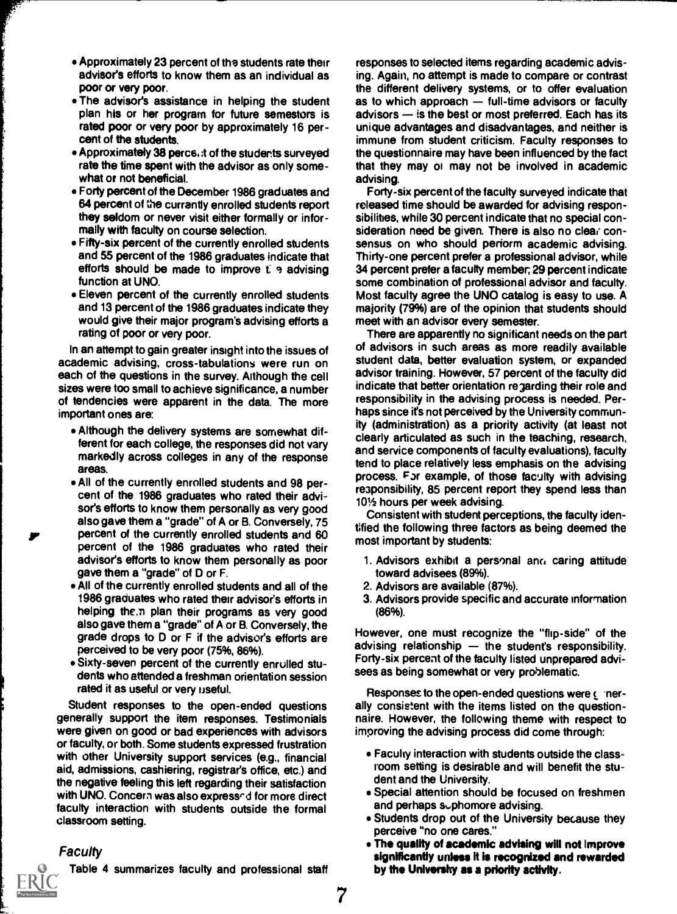- Approximately 23 percent of the students rate their advisor's efforts to know them as an individual as poor or very poor.
- The advisor's assistance in helping the student plan his or her program for future semestors is rated poor or very poor by approximately 16 percent of the students.
- Approximately 38 percent of the students surveyed rate the time spent with the advisor as only somewhat or not beneficial.
- Forty percent of the December 1986 graduates and 64 percent of the currantly enrolled students report they seldom or never visit either formally or informally with faculty on course selection.
- Fifty-six percent of the currently enrolled students and 55 percent of the 1986 graduates indicate that efforts should be made to improve the advising function at UNO.
- Eleven percent of the currently enrolled students and 13 percent of the 1986 graduates indicate they would give their major program's advising efforts a rating of poor or very poor.

In an attempt to gain greater insight into the issues of academic advising, cross-tabulations were run on each of the questions in the survey. Although the cell sizes were too small to achieve significance, a number of tendencies were apparent in the data. The more important ones are:

- Although the delivery systems are somewhat different for each college, the responses did not vary markedly across colleges in any of the response areas.
- All of the currently enrolled students and 98 percent of the 1986 graduates who rated their advisor's efforts to know them personally as very good also gave them a "grade" of A or B. Conversely, 75 percent of the currently enrolled students and 60 percent of the 1986 graduates who rated their advisor's efforts to know them personally as poor gave them a "grade" of D or F.
- All of the currently enrolled students and all of the 1986 graduates who rated their advisor's efforts in helping them plan their programs as very good also gave them a "grade" of A or B. Conversely, the grade drops to D or F if the advisor's efforts are perceived to be very poor (75%, 86%).
- Sixty-seven percent of the currently enrolled students who attended a freshman orientation session rated it as useful or very useful.

Student responses to the open-ended questions generally support the item responses. Testimonials were given on good or bad experiences with advisors or faculty, or both. Some students expressed frustration with other University support services (e.g., financial aid, admissions, cashiering, registrar's office, etc.) and the negative feeling this left regarding their satisfaction with UNO. Concern was also expressed for more direct faculty interaction with students outside the formal classroom setting.

### *Faculty*

Table 4 summarizes faculty and professional staff responses to selected items regarding academic advising. Again, no attempt is made to compare or contrast the different delivery systems, or to offer evaluation as to which approach — full-time advisors or faculty advisors — is the best or most preferred. Each has its unique advantages and disadvantages, and neither is immune from student criticism. Faculty responses to the questionnaire may have been influenced by the fact that they may or may not be involved in academic advising.

Forty-six percent of the faculty surveyed indicate that released time should be awarded for advising responsibilities, while 30 percent indicate that no special consideration need be given. There is also no clear consensus on who should perform academic advising. Thirty-one percent prefer a professional advisor, while 34 percent prefer a faculty member; 29 percent indicate some combination of professional advisor and faculty. Most faculty agree the UNO catalog is easy to use. A majority (79%) are of the opinion that students should meet with an advisor every semester.

There are apparently no significant needs on the part of advisors in such areas as more readily available student data, better evaluation system, or expanded advisor training. However, 57 percent of the faculty did indicate that better orientation regarding their role and responsibility in the advising process is needed. Perhaps since it's not perceived by the University community (administration) as a priority activity (at least not clearly articulated as such in the teaching, research, and service components of faculty evaluations), faculty tend to place relatively less emphasis on the advising process. For example, of those faculty with advising responsibility, 85 percent report they spend less than 10½ hours per week advising.

Consistent with student perceptions, the faculty identified the following three factors as being deemed the most important by students:

1. Advisors exhibit a personal and caring attitude toward advisees (89%).
2. Advisors are available (87%).
3. Advisors provide specific and accurate information (86%).

However, one must recognize the "flip-side" of the advising relationship — the student's responsibility. Forty-six percent of the faculty listed unprepared advisees as being somewhat or very problematic.

Responses to the open-ended questions were generally consistent with the items listed on the questionnaire. However, the following theme with respect to improving the advising process did come through:

- Faculty interaction with students outside the classroom setting is desirable and will benefit the student and the University.
- Special attention should be focused on freshmen and perhaps sophomore advising.
- Students drop out of the University because they perceive "no one cares."
- **The quality of academic advising will not improve significantly unless it is recognized and rewarded by the University as a priority activity.**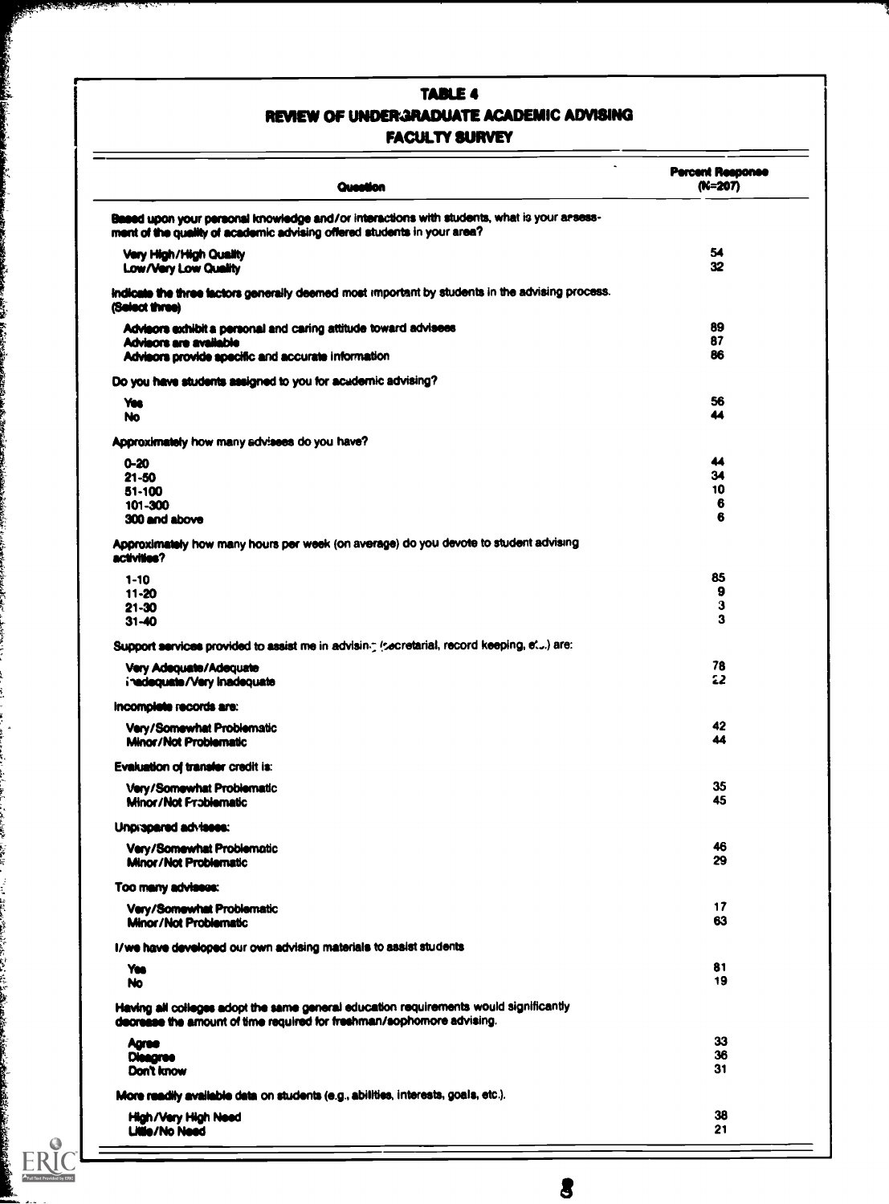# TABLE 4
## REVIEW OF UNDERGRADUATE ACADEMIC ADVISING
### FACULTY SURVEY

| Question | Percent Response (N=207) |
|---|---|
| **Based upon your personal knowledge and/or interactions with students, what is your assessment of the quality of academic advising offered students in your area?** | |
| Very High/High Quality | 54 |
| Low/Very Low Quality | 32 |
| **Indicate the three factors generally deemed most important by students in the advising process. (Select three)** | |
| Advisors exhibit a personal and caring attitude toward advisees | 89 |
| Advisors are available | 87 |
| Advisors provide specific and accurate information | 86 |
| **Do you have students assigned to you for academic advising?** | |
| Yes | 56 |
| No | 44 |
| **Approximately how many advisees do you have?** | |
| 0-20 | 44 |
| 21-50 | 34 |
| 51-100 | 10 |
| 101-300 | 6 |
| 300 and above | 6 |
| **Approximately how many hours per week (on average) do you devote to student advising activities?** | |
| 1-10 | 85 |
| 11-20 | 9 |
| 21-30 | 3 |
| 31-40 | 3 |
| **Support services provided to assist me in advising (secretarial, record keeping, etc.) are:** | |
| Very Adequate/Adequate | 78 |
| Inadequate/Very Inadequate | 22 |
| **Incomplete records are:** | |
| Very/Somewhat Problematic | 42 |
| Minor/Not Problematic | 44 |
| **Evaluation of transfer credit is:** | |
| Very/Somewhat Problematic | 35 |
| Minor/Not Problematic | 45 |
| **Unprepared advisees:** | |
| Very/Somewhat Problematic | 46 |
| Minor/Not Problematic | 29 |
| **Too many advisees:** | |
| Very/Somewhat Problematic | 17 |
| Minor/Not Problematic | 63 |
| **I/we have developed our own advising materials to assist students** | |
| Yes | 81 |
| No | 19 |
| **Having all colleges adopt the same general education requirements would significantly decrease the amount of time required for freshman/sophomore advising.** | |
| Agree | 33 |
| Disagree | 36 |
| Don't know | 31 |
| **More readily available data on students (e.g., abilities, interests, goals, etc.).** | |
| High/Very High Need | 38 |
| Little/No Need | 21 |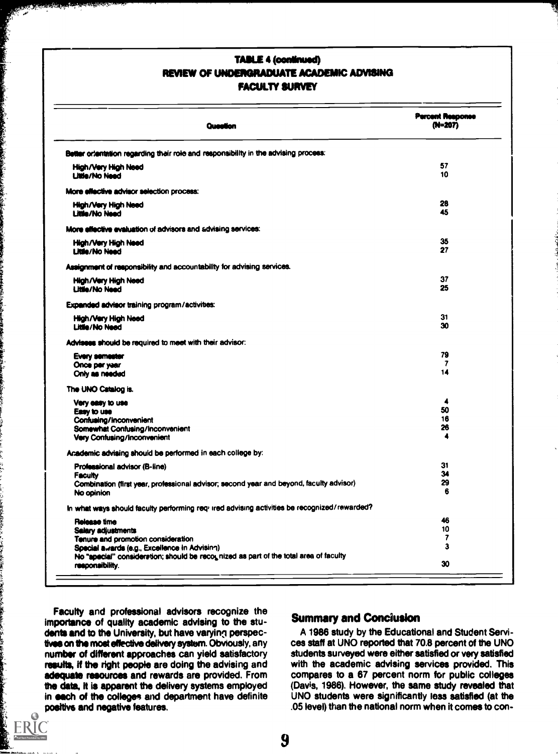**TABLE 4 (continued)**
**REVIEW OF UNDERGRADUATE ACADEMIC ADVISING**
**FACULTY SURVEY**

| Question | Percent Response (N=207) |
|---|---|
| Better orientation regarding their role and responsibility in the advising process: | |
| High/Very High Need | 57 |
| Little/No Need | 10 |
| More effective advisor selection process: | |
| High/Very High Need | 28 |
| Little/No Need | 45 |
| More effective evaluation of advisors and advising services: | |
| High/Very High Need | 35 |
| Little/No Need | 27 |
| Assignment of responsibility and accountability for advising services. | |
| High/Very High Need | 37 |
| Little/No Need | 25 |
| Expanded advisor training program/activities: | |
| High/Very High Need | 31 |
| Little/No Need | 30 |
| Advisees should be required to meet with their advisor: | |
| Every semester | 79 |
| Once per year | 7 |
| Only as needed | 14 |
| The UNO Catalog is. | |
| Very easy to use | 4 |
| Easy to use | 50 |
| Confusing/Inconvenient | 16 |
| Somewhat Confusing/Inconvenient | 26 |
| Very Confusing/Inconvenient | 4 |
| Academic advising should be performed in each college by: | |
| Professional advisor (B-line) | 31 |
| Faculty | 34 |
| Combination (first year, professional advisor; second year and beyond, faculty advisor) | 29 |
| No opinion | 6 |
| In what ways should faculty performing required advising activities be recognized/rewarded? | |
| Release time | 46 |
| Salary adjustments | 10 |
| Tenure and promotion consideration | 7 |
| Special awards (e.g., Excellence in Advising) | 3 |
| No "special" consideration; should be recognized as part of the total area of faculty responsibility. | 30 |

Faculty and professional advisors recognize the importance of quality academic advising to the students and to the University, but have varying perspectives on the most effective delivery system. Obviously, any number of different approaches can yield satisfactory results, if the right people are doing the advising and adequate resources and rewards are provided. From the data, it is apparent the delivery systems employed in each of the colleges and department have definite positive and negative features.

## Summary and Conclusion

A 1986 study by the Educational and Student Services staff at UNO reported that 70.8 percent of the UNO students surveyed were either satisfied or very satisfied with the academic advising services provided. This compares to a 67 percent norm for public colleges (Davis, 1986). However, the same study revealed that UNO students were significantly less satisfied (at the .05 level) than the national norm when it comes to con-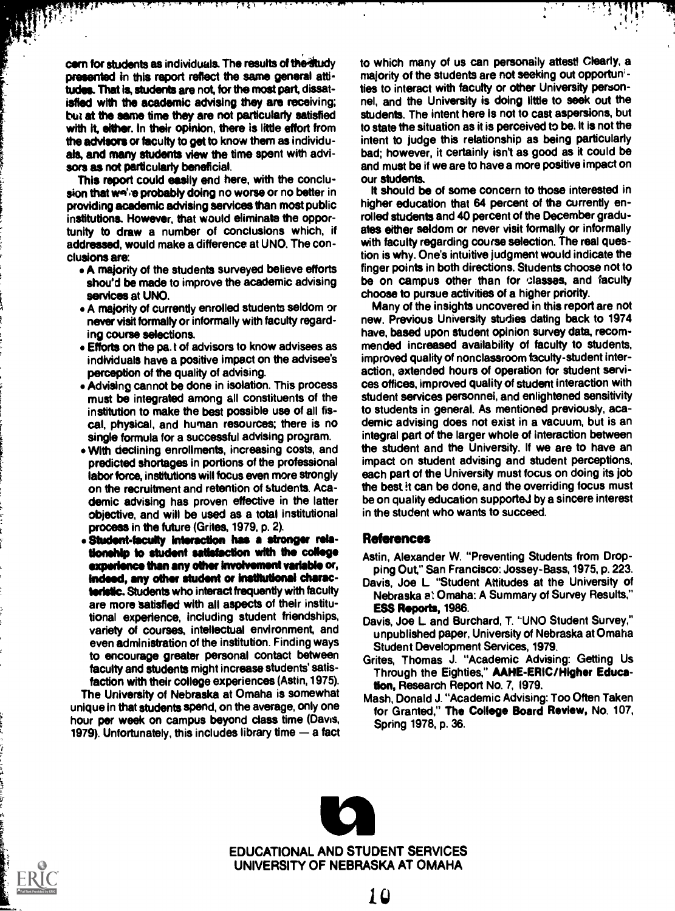cern for students as individuals. The results of the study presented in this report reflect the same general attitudes. That is, students are not, for the most part, dissatisfied with the academic advising they are receiving; but at the same time they are not particularly satisfied with it, either. In their opinion, there is little effort from the advisors or faculty to get to know them as individuals, and many students view the time spent with advisors as not particularly beneficial.

This report could easily end here, with the conclusion that we're probably doing no worse or no better in providing academic advising services than most public institutions. However, that would eliminate the opportunity to draw a number of conclusions which, if addressed, would make a difference at UNO. The conclusions are:

- A majority of the students surveyed believe efforts should be made to improve the academic advising services at UNO.
- A majority of currently enrolled students seldom or never visit formally or informally with faculty regarding course selections.
- Efforts on the part of advisors to know advisees as individuals have a positive impact on the advisee's perception of the quality of advising.
- Advising cannot be done in isolation. This process must be integrated among all constituents of the institution to make the best possible use of all fiscal, physical, and human resources; there is no single formula for a successful advising program.
- With declining enrollments, increasing costs, and predicted shortages in portions of the professional labor force, institutions will focus even more strongly on the recruitment and retention of students. Academic advising has proven effective in the latter objective, and will be used as a total institutional process in the future (Grites, 1979, p. 2).
- **Student-faculty interaction has a stronger relationship to student satisfaction with the college experience than any other involvement variable or, indeed, any other student or institutional characteristic.** Students who interact frequently with faculty are more satisfied with all aspects of their institutional experience, including student friendships, variety of courses, intellectual environment, and even administration of the institution. Finding ways to encourage greater personal contact between faculty and students might increase students' satisfaction with their college experiences (Astin, 1975).

The University of Nebraska at Omaha is somewhat unique in that students spend, on the average, only one hour per week on campus beyond class time (Davis, 1979). Unfortunately, this includes library time — a fact to which many of us can personally attest! Clearly, a majority of the students are not seeking out opportunities to interact with faculty or other University personnel, and the University is doing little to seek out the students. The intent here is not to cast aspersions, but to state the situation as it is perceived to be. It is not the intent to judge this relationship as being particularly bad; however, it certainly isn't as good as it could be and must be if we are to have a more positive impact on our students.

It should be of some concern to those interested in higher education that 64 percent of the currently enrolled students and 40 percent of the December graduates either seldom or never visit formally or informally with faculty regarding course selection. The real question is why. One's intuitive judgment would indicate the finger points in both directions. Students choose not to be on campus other than for classes, and faculty choose to pursue activities of a higher priority.

Many of the insights uncovered in this report are not new. Previous University studies dating back to 1974 have, based upon student opinion survey data, recommended increased availability of faculty to students, improved quality of nonclassroom faculty-student interaction, extended hours of operation for student services offices, improved quality of student interaction with student services personnel, and enlightened sensitivity to students in general. As mentioned previously, academic advising does not exist in a vacuum, but is an integral part of the larger whole of interaction between the student and the University. If we are to have an impact on student advising and student perceptions, each part of the University must focus on doing its job the best it can be done, and the overriding focus must be on quality education supported by a sincere interest in the student who wants to succeed.

## References

Astin, Alexander W. "Preventing Students from Dropping Out," San Francisco: Jossey-Bass, 1975, p. 223.

Davis, Joe L. "Student Attitudes at the University of Nebraska at Omaha: A Summary of Survey Results," **ESS Reports**, 1986.

Davis, Joe L. and Burchard, T. "UNO Student Survey," unpublished paper, University of Nebraska at Omaha Student Development Services, 1979.

Grites, Thomas J. "Academic Advising: Getting Us Through the Eighties," **AAHE-ERIC/Higher Education**, Research Report No. 7, 1979.

Mash, Donald J. "Academic Advising: Too Often Taken for Granted," **The College Board Review**, No. 107, Spring 1978, p. 36.

EDUCATIONAL AND STUDENT SERVICES
UNIVERSITY OF NEBRASKA AT OMAHA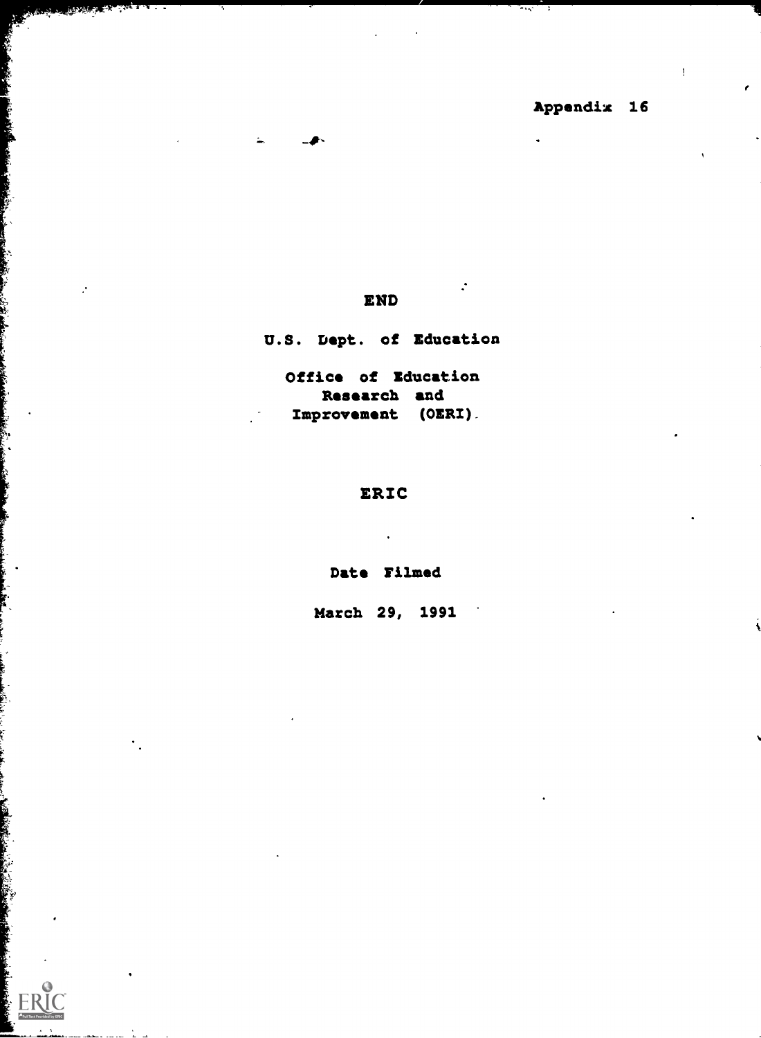Appendix 16

END

U.S. Dept. of Education

Office of Education
Research and
Improvement (OERI)

ERIC

Date Filmed

March 29, 1991